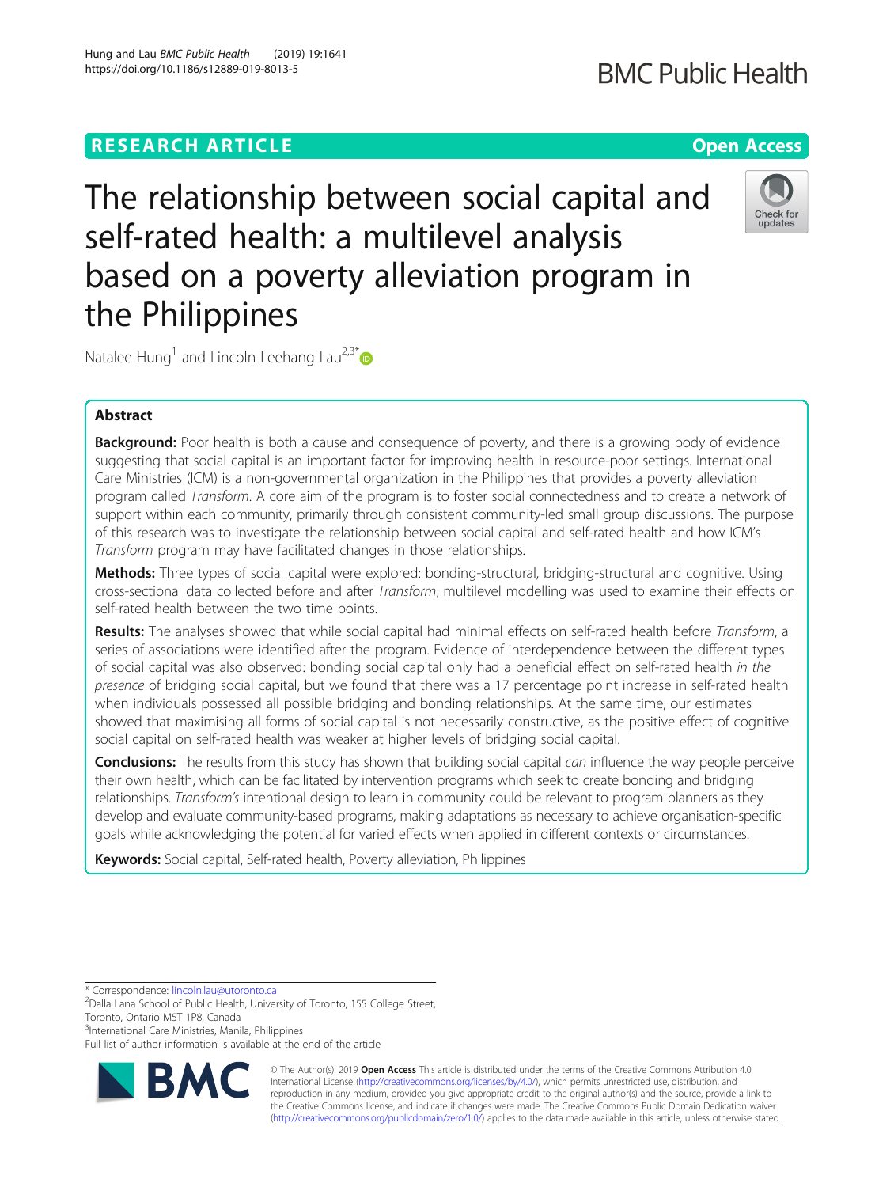RESEARCH ARTICLE

Open Access

# The relationship between social capital and self-rated health: a multilevel analysis based on a poverty alleviation program in the Philippines

Natalee Hung[1] and Lincoln Leehang Lau[2,3*]

## Abstract

**Background:** Poor health is both a cause and consequence of poverty, and there is a growing body of evidence suggesting that social capital is an important factor for improving health in resource-poor settings. International Care Ministries (ICM) is a non-governmental organization in the Philippines that provides a poverty alleviation program called *Transform*. A core aim of the program is to foster social connectedness and to create a network of support within each community, primarily through consistent community-led small group discussions. The purpose of this research was to investigate the relationship between social capital and self-rated health and how ICM's *Transform* program may have facilitated changes in those relationships.

**Methods:** Three types of social capital were explored: bonding-structural, bridging-structural and cognitive. Using cross-sectional data collected before and after *Transform*, multilevel modelling was used to examine their effects on self-rated health between the two time points.

**Results:** The analyses showed that while social capital had minimal effects on self-rated health before *Transform*, a series of associations were identified after the program. Evidence of interdependence between the different types of social capital was also observed: bonding social capital only had a beneficial effect on self-rated health *in the presence* of bridging social capital, but we found that there was a 17 percentage point increase in self-rated health when individuals possessed all possible bridging and bonding relationships. At the same time, our estimates showed that maximising all forms of social capital is not necessarily constructive, as the positive effect of cognitive social capital on self-rated health was weaker at higher levels of bridging social capital.

**Conclusions:** The results from this study has shown that building social capital *can* influence the way people perceive their own health, which can be facilitated by intervention programs which seek to create bonding and bridging relationships. *Transform's* intentional design to learn in community could be relevant to program planners as they develop and evaluate community-based programs, making adaptations as necessary to achieve organisation-specific goals while acknowledging the potential for varied effects when applied in different contexts or circumstances.

**Keywords:** Social capital, Self-rated health, Poverty alleviation, Philippines

---

\* Correspondence: lincoln.lau@utoronto.ca
[2]Dalla Lana School of Public Health, University of Toronto, 155 College Street, Toronto, Ontario M5T 1P8, Canada
[3]International Care Ministries, Manila, Philippines
Full list of author information is available at the end of the article

© The Author(s). 2019 **Open Access** This article is distributed under the terms of the Creative Commons Attribution 4.0 International License (http://creativecommons.org/licenses/by/4.0/), which permits unrestricted use, distribution, and reproduction in any medium, provided you give appropriate credit to the original author(s) and the source, provide a link to the Creative Commons license, and indicate if changes were made. The Creative Commons Public Domain Dedication waiver (http://creativecommons.org/publicdomain/zero/1.0/) applies to the data made available in this article, unless otherwise stated.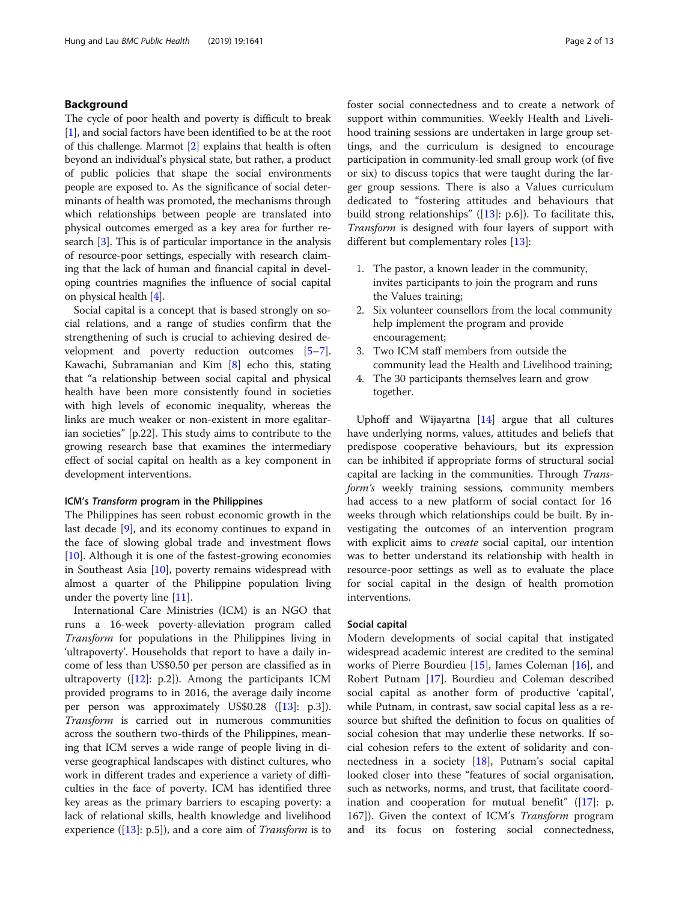## Background

The cycle of poor health and poverty is difficult to break [1], and social factors have been identified to be at the root of this challenge. Marmot [2] explains that health is often beyond an individual's physical state, but rather, a product of public policies that shape the social environments people are exposed to. As the significance of social determinants of health was promoted, the mechanisms through which relationships between people are translated into physical outcomes emerged as a key area for further research [3]. This is of particular importance in the analysis of resource-poor settings, especially with research claiming that the lack of human and financial capital in developing countries magnifies the influence of social capital on physical health [4].

Social capital is a concept that is based strongly on social relations, and a range of studies confirm that the strengthening of such is crucial to achieving desired development and poverty reduction outcomes [5–7]. Kawachi, Subramanian and Kim [8] echo this, stating that "a relationship between social capital and physical health have been more consistently found in societies with high levels of economic inequality, whereas the links are much weaker or non-existent in more egalitarian societies" [p.22]. This study aims to contribute to the growing research base that examines the intermediary effect of social capital on health as a key component in development interventions.

### ICM's *Transform* program in the Philippines

The Philippines has seen robust economic growth in the last decade [9], and its economy continues to expand in the face of slowing global trade and investment flows [10]. Although it is one of the fastest-growing economies in Southeast Asia [10], poverty remains widespread with almost a quarter of the Philippine population living under the poverty line [11].

International Care Ministries (ICM) is an NGO that runs a 16-week poverty-alleviation program called *Transform* for populations in the Philippines living in 'ultrapoverty'. Households that report to have a daily income of less than US$0.50 per person are classified as in ultrapoverty ([12]: p.2]). Among the participants ICM provided programs to in 2016, the average daily income per person was approximately US$0.28 ([13]: p.3]). *Transform* is carried out in numerous communities across the southern two-thirds of the Philippines, meaning that ICM serves a wide range of people living in diverse geographical landscapes with distinct cultures, who work in different trades and experience a variety of difficulties in the face of poverty. ICM has identified three key areas as the primary barriers to escaping poverty: a lack of relational skills, health knowledge and livelihood experience ([13]: p.5]), and a core aim of *Transform* is to foster social connectedness and to create a network of support within communities. Weekly Health and Livelihood training sessions are undertaken in large group settings, and the curriculum is designed to encourage participation in community-led small group work (of five or six) to discuss topics that were taught during the larger group sessions. There is also a Values curriculum dedicated to "fostering attitudes and behaviours that build strong relationships" ([13]: p.6]). To facilitate this, *Transform* is designed with four layers of support with different but complementary roles [13]:

1. The pastor, a known leader in the community, invites participants to join the program and runs the Values training;
2. Six volunteer counsellors from the local community help implement the program and provide encouragement;
3. Two ICM staff members from outside the community lead the Health and Livelihood training;
4. The 30 participants themselves learn and grow together.

Uphoff and Wijayartna [14] argue that all cultures have underlying norms, values, attitudes and beliefs that predispose cooperative behaviours, but its expression can be inhibited if appropriate forms of structural social capital are lacking in the communities. Through *Transform's* weekly training sessions, community members had access to a new platform of social contact for 16 weeks through which relationships could be built. By investigating the outcomes of an intervention program with explicit aims to *create* social capital, our intention was to better understand its relationship with health in resource-poor settings as well as to evaluate the place for social capital in the design of health promotion interventions.

### Social capital

Modern developments of social capital that instigated widespread academic interest are credited to the seminal works of Pierre Bourdieu [15], James Coleman [16], and Robert Putnam [17]. Bourdieu and Coleman described social capital as another form of productive 'capital', while Putnam, in contrast, saw social capital less as a resource but shifted the definition to focus on qualities of social cohesion that may underlie these networks. If social cohesion refers to the extent of solidarity and connectedness in a society [18], Putnam's social capital looked closer into these "features of social organisation, such as networks, norms, and trust, that facilitate coordination and cooperation for mutual benefit" ([17]: p. 167]). Given the context of ICM's *Transform* program and its focus on fostering social connectedness,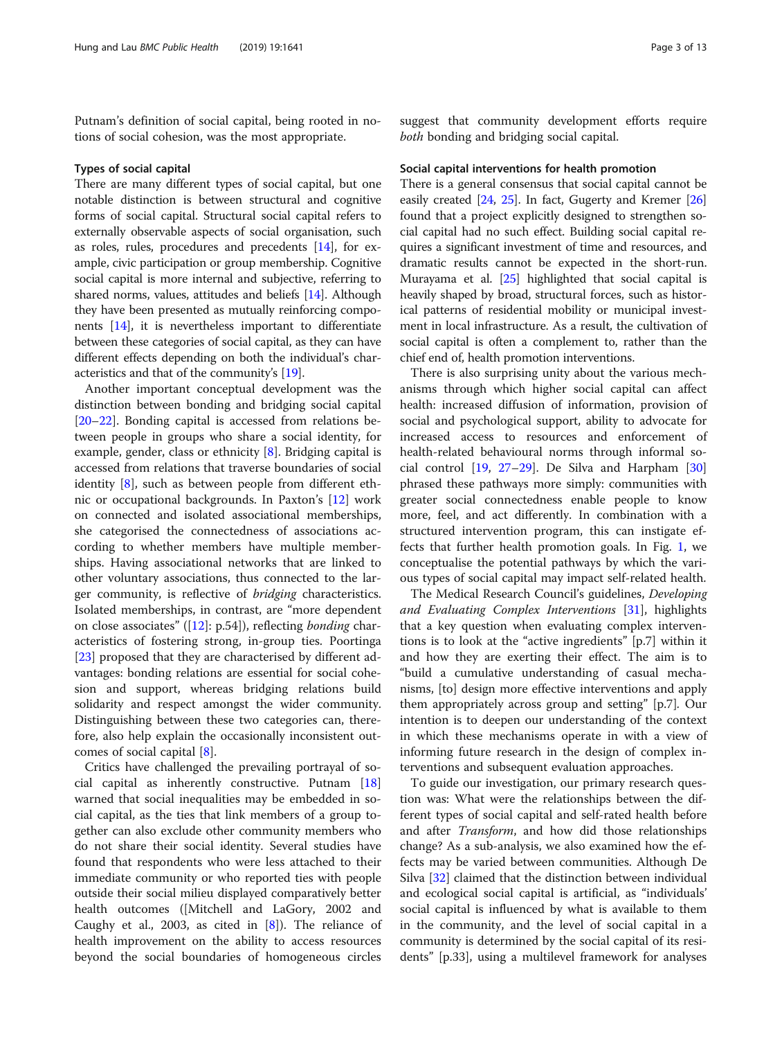Putnam's definition of social capital, being rooted in notions of social cohesion, was the most appropriate.

### Types of social capital

There are many different types of social capital, but one notable distinction is between structural and cognitive forms of social capital. Structural social capital refers to externally observable aspects of social organisation, such as roles, rules, procedures and precedents [14], for example, civic participation or group membership. Cognitive social capital is more internal and subjective, referring to shared norms, values, attitudes and beliefs [14]. Although they have been presented as mutually reinforcing components [14], it is nevertheless important to differentiate between these categories of social capital, as they can have different effects depending on both the individual's characteristics and that of the community's [19].

Another important conceptual development was the distinction between bonding and bridging social capital [20–22]. Bonding capital is accessed from relations between people in groups who share a social identity, for example, gender, class or ethnicity [8]. Bridging capital is accessed from relations that traverse boundaries of social identity [8], such as between people from different ethnic or occupational backgrounds. In Paxton's [12] work on connected and isolated associational memberships, she categorised the connectedness of associations according to whether members have multiple memberships. Having associational networks that are linked to other voluntary associations, thus connected to the larger community, is reflective of *bridging* characteristics. Isolated memberships, in contrast, are "more dependent on close associates" ([12]: p.54]), reflecting *bonding* characteristics of fostering strong, in-group ties. Poortinga [23] proposed that they are characterised by different advantages: bonding relations are essential for social cohesion and support, whereas bridging relations build solidarity and respect amongst the wider community. Distinguishing between these two categories can, therefore, also help explain the occasionally inconsistent outcomes of social capital [8].

Critics have challenged the prevailing portrayal of social capital as inherently constructive. Putnam [18] warned that social inequalities may be embedded in social capital, as the ties that link members of a group together can also exclude other community members who do not share their social identity. Several studies have found that respondents who were less attached to their immediate community or who reported ties with people outside their social milieu displayed comparatively better health outcomes ([Mitchell and LaGory, 2002 and Caughy et al., 2003, as cited in [8]). The reliance of health improvement on the ability to access resources beyond the social boundaries of homogeneous circles suggest that community development efforts require *both* bonding and bridging social capital.

### Social capital interventions for health promotion

There is a general consensus that social capital cannot be easily created [24, 25]. In fact, Gugerty and Kremer [26] found that a project explicitly designed to strengthen social capital had no such effect. Building social capital requires a significant investment of time and resources, and dramatic results cannot be expected in the short-run. Murayama et al. [25] highlighted that social capital is heavily shaped by broad, structural forces, such as historical patterns of residential mobility or municipal investment in local infrastructure. As a result, the cultivation of social capital is often a complement to, rather than the chief end of, health promotion interventions.

There is also surprising unity about the various mechanisms through which higher social capital can affect health: increased diffusion of information, provision of social and psychological support, ability to advocate for increased access to resources and enforcement of health-related behavioural norms through informal social control [19, 27–29]. De Silva and Harpham [30] phrased these pathways more simply: communities with greater social connectedness enable people to know more, feel, and act differently. In combination with a structured intervention program, this can instigate effects that further health promotion goals. In Fig. 1, we conceptualise the potential pathways by which the various types of social capital may impact self-related health.

The Medical Research Council's guidelines, *Developing and Evaluating Complex Interventions* [31], highlights that a key question when evaluating complex interventions is to look at the "active ingredients" [p.7] within it and how they are exerting their effect. The aim is to "build a cumulative understanding of casual mechanisms, [to] design more effective interventions and apply them appropriately across group and setting" [p.7]. Our intention is to deepen our understanding of the context in which these mechanisms operate in with a view of informing future research in the design of complex interventions and subsequent evaluation approaches.

To guide our investigation, our primary research question was: What were the relationships between the different types of social capital and self-rated health before and after *Transform*, and how did those relationships change? As a sub-analysis, we also examined how the effects may be varied between communities. Although De Silva [32] claimed that the distinction between individual and ecological social capital is artificial, as "individuals' social capital is influenced by what is available to them in the community, and the level of social capital in a community is determined by the social capital of its residents" [p.33], using a multilevel framework for analyses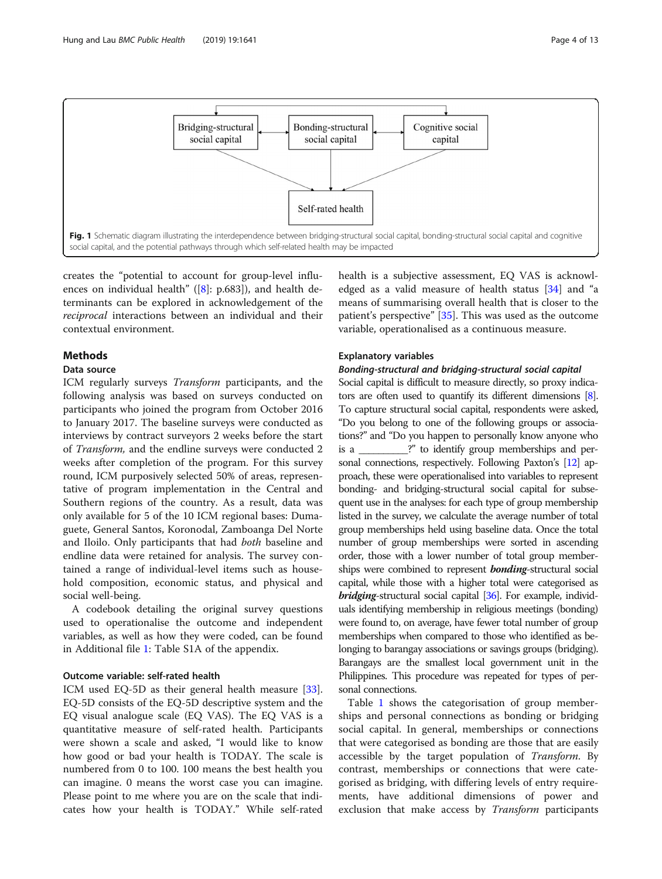Fig. 1 Schematic diagram illustrating the interdependence between bridging-structural social capital, bonding-structural social capital and cognitive social capital, and the potential pathways through which self-related health may be impacted

creates the "potential to account for group-level influences on individual health" ([8]: p.683]), and health determinants can be explored in acknowledgement of the *reciprocal* interactions between an individual and their contextual environment.

## Methods

### Data source

ICM regularly surveys *Transform* participants, and the following analysis was based on surveys conducted on participants who joined the program from October 2016 to January 2017. The baseline surveys were conducted as interviews by contract surveyors 2 weeks before the start of *Transform,* and the endline surveys were conducted 2 weeks after completion of the program. For this survey round, ICM purposively selected 50% of areas, representative of program implementation in the Central and Southern regions of the country. As a result, data was only available for 5 of the 10 ICM regional bases: Dumaguete, General Santos, Koronodal, Zamboanga Del Norte and Iloilo. Only participants that had *both* baseline and endline data were retained for analysis. The survey contained a range of individual-level items such as household composition, economic status, and physical and social well-being.

A codebook detailing the original survey questions used to operationalise the outcome and independent variables, as well as how they were coded, can be found in Additional file 1: Table S1A of the appendix.

### Outcome variable: self-rated health

ICM used EQ-5D as their general health measure [33]. EQ-5D consists of the EQ-5D descriptive system and the EQ visual analogue scale (EQ VAS). The EQ VAS is a quantitative measure of self-rated health. Participants were shown a scale and asked, "I would like to know how good or bad your health is TODAY. The scale is numbered from 0 to 100. 100 means the best health you can imagine. 0 means the worst case you can imagine. Please point to me where you are on the scale that indicates how your health is TODAY." While self-rated health is a subjective assessment, EQ VAS is acknowledged as a valid measure of health status [34] and "a means of summarising overall health that is closer to the patient's perspective" [35]. This was used as the outcome variable, operationalised as a continuous measure.

### Explanatory variables

#### *Bonding-structural and bridging-structural social capital*

Social capital is difficult to measure directly, so proxy indicators are often used to quantify its different dimensions [8]. To capture structural social capital, respondents were asked, "Do you belong to one of the following groups or associations?" and "Do you happen to personally know anyone who is a \_\_\_\_\_\_\_\_\_?" to identify group memberships and personal connections, respectively. Following Paxton's [12] approach, these were operationalised into variables to represent bonding- and bridging-structural social capital for subsequent use in the analyses: for each type of group membership listed in the survey, we calculate the average number of total group memberships held using baseline data. Once the total number of group memberships were sorted in ascending order, those with a lower number of total group memberships were combined to represent ***bonding***-structural social capital, while those with a higher total were categorised as ***bridging***-structural social capital [36]. For example, individuals identifying membership in religious meetings (bonding) were found to, on average, have fewer total number of group memberships when compared to those who identified as belonging to barangay associations or savings groups (bridging). Barangays are the smallest local government unit in the Philippines. This procedure was repeated for types of personal connections.

Table 1 shows the categorisation of group memberships and personal connections as bonding or bridging social capital. In general, memberships or connections that were categorised as bonding are those that are easily accessible by the target population of *Transform*. By contrast, memberships or connections that were categorised as bridging, with differing levels of entry requirements, have additional dimensions of power and exclusion that make access by *Transform* participants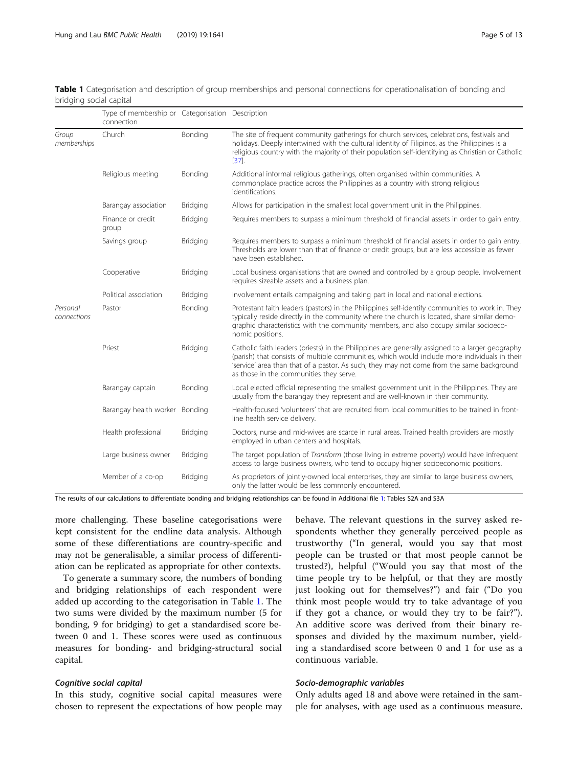**Table 1** Categorisation and description of group memberships and personal connections for operationalisation of bonding and bridging social capital

| | Type of membership or connection | Categorisation | Description |
|---|---|---|---|
| *Group memberships* | Church | Bonding | The site of frequent community gatherings for church services, celebrations, festivals and holidays. Deeply intertwined with the cultural identity of Filipinos, as the Philippines is a religious country with the majority of their population self-identifying as Christian or Catholic [37]. |
| | Religious meeting | Bonding | Additional informal religious gatherings, often organised within communities. A commonplace practice across the Philippines as a country with strong religious identifications. |
| | Barangay association | Bridging | Allows for participation in the smallest local government unit in the Philippines. |
| | Finance or credit group | Bridging | Requires members to surpass a minimum threshold of financial assets in order to gain entry. |
| | Savings group | Bridging | Requires members to surpass a minimum threshold of financial assets in order to gain entry. Thresholds are lower than that of finance or credit groups, but are less accessible as fewer have been established. |
| | Cooperative | Bridging | Local business organisations that are owned and controlled by a group people. Involvement requires sizeable assets and a business plan. |
| | Political association | Bridging | Involvement entails campaigning and taking part in local and national elections. |
| *Personal connections* | Pastor | Bonding | Protestant faith leaders (pastors) in the Philippines self-identify communities to work in. They typically reside directly in the community where the church is located, share similar demographic characteristics with the community members, and also occupy similar socioeconomic positions. |
| | Priest | Bridging | Catholic faith leaders (priests) in the Philippines are generally assigned to a larger geography (parish) that consists of multiple communities, which would include more individuals in their 'service' area than that of a pastor. As such, they may not come from the same background as those in the communities they serve. |
| | Barangay captain | Bonding | Local elected official representing the smallest government unit in the Philippines. They are usually from the barangay they represent and are well-known in their community. |
| | Barangay health worker | Bonding | Health-focused 'volunteers' that are recruited from local communities to be trained in front-line health service delivery. |
| | Health professional | Bridging | Doctors, nurse and mid-wives are scarce in rural areas. Trained health providers are mostly employed in urban centers and hospitals. |
| | Large business owner | Bridging | The target population of *Transform* (those living in extreme poverty) would have infrequent access to large business owners, who tend to occupy higher socioeconomic positions. |
| | Member of a co-op | Bridging | As proprietors of jointly-owned local enterprises, they are similar to large business owners, only the latter would be less commonly encountered. |

The results of our calculations to differentiate bonding and bridging relationships can be found in Additional file 1: Tables S2A and S3A

more challenging. These baseline categorisations were kept consistent for the endline data analysis. Although some of these differentiations are country-specific and may not be generalisable, a similar process of differentiation can be replicated as appropriate for other contexts.

To generate a summary score, the numbers of bonding and bridging relationships of each respondent were added up according to the categorisation in Table 1. The two sums were divided by the maximum number (5 for bonding, 9 for bridging) to get a standardised score between 0 and 1. These scores were used as continuous measures for bonding- and bridging-structural social capital.

#### *Cognitive social capital*

In this study, cognitive social capital measures were chosen to represent the expectations of how people may behave. The relevant questions in the survey asked respondents whether they generally perceived people as trustworthy ("In general, would you say that most people can be trusted or that most people cannot be trusted?), helpful ("Would you say that most of the time people try to be helpful, or that they are mostly just looking out for themselves?") and fair ("Do you think most people would try to take advantage of you if they got a chance, or would they try to be fair?"). An additive score was derived from their binary responses and divided by the maximum number, yielding a standardised score between 0 and 1 for use as a continuous variable.

#### *Socio-demographic variables*

Only adults aged 18 and above were retained in the sample for analyses, with age used as a continuous measure.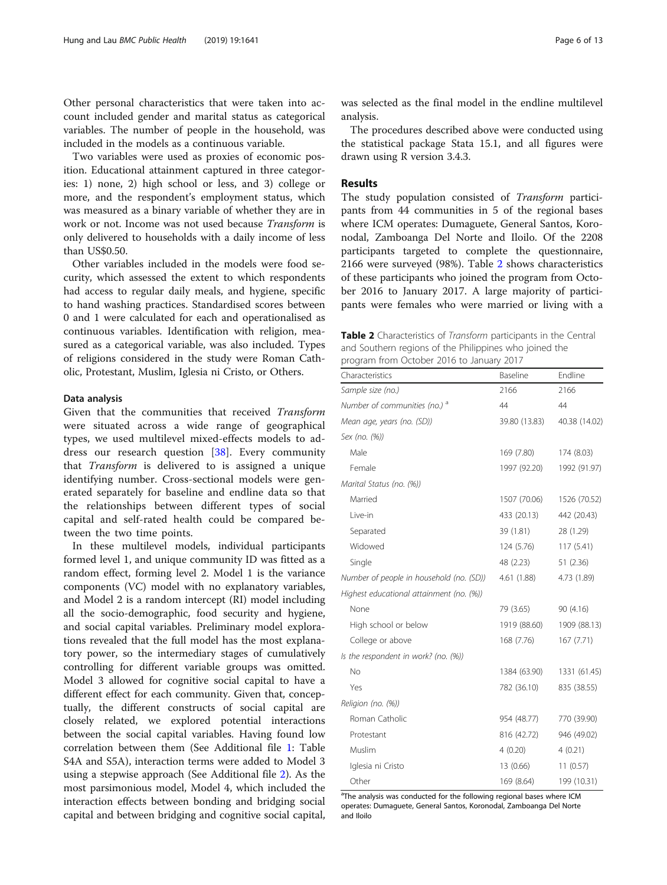Other personal characteristics that were taken into account included gender and marital status as categorical variables. The number of people in the household, was included in the models as a continuous variable.

Two variables were used as proxies of economic position. Educational attainment captured in three categories: 1) none, 2) high school or less, and 3) college or more, and the respondent's employment status, which was measured as a binary variable of whether they are in work or not. Income was not used because *Transform* is only delivered to households with a daily income of less than US$0.50.

Other variables included in the models were food security, which assessed the extent to which respondents had access to regular daily meals, and hygiene, specific to hand washing practices. Standardised scores between 0 and 1 were calculated for each and operationalised as continuous variables. Identification with religion, measured as a categorical variable, was also included. Types of religions considered in the study were Roman Catholic, Protestant, Muslim, Iglesia ni Cristo, or Others.

### Data analysis

Given that the communities that received *Transform* were situated across a wide range of geographical types, we used multilevel mixed-effects models to address our research question [38]. Every community that *Transform* is delivered to is assigned a unique identifying number. Cross-sectional models were generated separately for baseline and endline data so that the relationships between different types of social capital and self-rated health could be compared between the two time points.

In these multilevel models, individual participants formed level 1, and unique community ID was fitted as a random effect, forming level 2. Model 1 is the variance components (VC) model with no explanatory variables, and Model 2 is a random intercept (RI) model including all the socio-demographic, food security and hygiene, and social capital variables. Preliminary model explorations revealed that the full model has the most explanatory power, so the intermediary stages of cumulatively controlling for different variable groups was omitted. Model 3 allowed for cognitive social capital to have a different effect for each community. Given that, conceptually, the different constructs of social capital are closely related, we explored potential interactions between the social capital variables. Having found low correlation between them (See Additional file 1: Table S4A and S5A), interaction terms were added to Model 3 using a stepwise approach (See Additional file 2). As the most parsimonious model, Model 4, which included the interaction effects between bonding and bridging social capital and between bridging and cognitive social capital, was selected as the final model in the endline multilevel analysis.

The procedures described above were conducted using the statistical package Stata 15.1, and all figures were drawn using R version 3.4.3.

## Results

The study population consisted of *Transform* participants from 44 communities in 5 of the regional bases where ICM operates: Dumaguete, General Santos, Koronodal, Zamboanga Del Norte and Iloilo. Of the 2208 participants targeted to complete the questionnaire, 2166 were surveyed (98%). Table 2 shows characteristics of these participants who joined the program from October 2016 to January 2017. A large majority of participants were females who were married or living with a

**Table 2** Characteristics of *Transform* participants in the Central and Southern regions of the Philippines who joined the program from October 2016 to January 2017

| Characteristics | Baseline | Endline |
|---|---|---|
| *Sample size (no.)* | 2166 | 2166 |
| *Number of communities (no.)* [a] | 44 | 44 |
| *Mean age, years (no. (SD))* | 39.80 (13.83) | 40.38 (14.02) |
| *Sex (no. (%))* | | |
| Male | 169 (7.80) | 174 (8.03) |
| Female | 1997 (92.20) | 1992 (91.97) |
| *Marital Status (no. (%))* | | |
| Married | 1507 (70.06) | 1526 (70.52) |
| Live-in | 433 (20.13) | 442 (20.43) |
| Separated | 39 (1.81) | 28 (1.29) |
| Widowed | 124 (5.76) | 117 (5.41) |
| Single | 48 (2.23) | 51 (2.36) |
| *Number of people in household (no. (SD))* | 4.61 (1.88) | 4.73 (1.89) |
| *Highest educational attainment (no. (%))* | | |
| None | 79 (3.65) | 90 (4.16) |
| High school or below | 1919 (88.60) | 1909 (88.13) |
| College or above | 168 (7.76) | 167 (7.71) |
| *Is the respondent in work? (no. (%))* | | |
| No | 1384 (63.90) | 1331 (61.45) |
| Yes | 782 (36.10) | 835 (38.55) |
| *Religion (no. (%))* | | |
| Roman Catholic | 954 (48.77) | 770 (39.90) |
| Protestant | 816 (42.72) | 946 (49.02) |
| Muslim | 4 (0.20) | 4 (0.21) |
| Iglesia ni Cristo | 13 (0.66) | 11 (0.57) |
| Other | 169 (8.64) | 199 (10.31) |

[a] The analysis was conducted for the following regional bases where ICM operates: Dumaguete, General Santos, Koronodal, Zamboanga Del Norte and Iloilo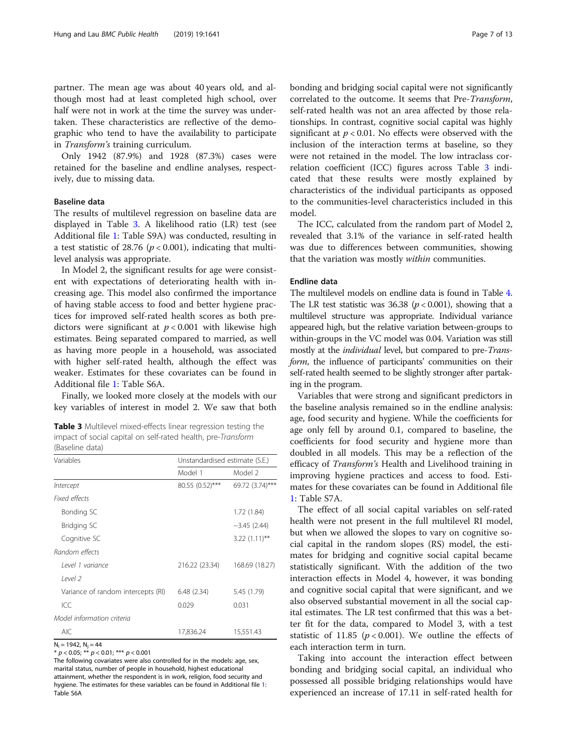partner. The mean age was about 40 years old, and although most had at least completed high school, over half were not in work at the time the survey was undertaken. These characteristics are reflective of the demographic who tend to have the availability to participate in *Transform's* training curriculum.

Only 1942 (87.9%) and 1928 (87.3%) cases were retained for the baseline and endline analyses, respectively, due to missing data.

### Baseline data

The results of multilevel regression on baseline data are displayed in Table 3. A likelihood ratio (LR) test (see Additional file 1: Table S9A) was conducted, resulting in a test statistic of 28.76 ($p < 0.001$), indicating that multilevel analysis was appropriate.

In Model 2, the significant results for age were consistent with expectations of deteriorating health with increasing age. This model also confirmed the importance of having stable access to food and better hygiene practices for improved self-rated health scores as both predictors were significant at $p < 0.001$ with likewise high estimates. Being separated compared to married, as well as having more people in a household, was associated with higher self-rated health, although the effect was weaker. Estimates for these covariates can be found in Additional file 1: Table S6A.

Finally, we looked more closely at the models with our key variables of interest in model 2. We saw that both bonding and bridging social capital were not significantly correlated to the outcome. It seems that Pre-*Transform*, self-rated health was not an area affected by those relationships. In contrast, cognitive social capital was highly significant at $p < 0.01$. No effects were observed with the inclusion of the interaction terms at baseline, so they were not retained in the model. The low intraclass correlation coefficient (ICC) figures across Table 3 indicated that these results were mostly explained by characteristics of the individual participants as opposed to the communities-level characteristics included in this model.

**Table 3** Multilevel mixed-effects linear regression testing the impact of social capital on self-rated health, pre-*Transform* (Baseline data)

| Variables | Unstandardised estimate (S.E.) | |
|---|---|---|
| | Model 1 | Model 2 |
| *Intercept* | 80.55 (0.52)*** | 69.72 (3.74)*** |
| *Fixed effects* | | |
| Bonding SC | | 1.72 (1.84) |
| Bridging SC | | −3.45 (2.44) |
| Cognitive SC | | 3.22 (1.11)** |
| *Random effects* | | |
| *Level 1 variance* | 216.22 (23.34) | 168.69 (18.27) |
| *Level 2* | | |
| Variance of random intercepts (RI) | 6.48 (2.34) | 5.45 (1.79) |
| ICC | 0.029 | 0.031 |
| *Model information criteria* | | |
| AIC | 17,836.24 | 15,551.43 |

$N_i = 1942$, $N_j = 44$

* $p < 0.05$; ** $p < 0.01$; *** $p < 0.001$

The following covariates were also controlled for in the models: age, sex, marital status, number of people in household, highest educational attainment, whether the respondent is in work, religion, food security and hygiene. The estimates for these variables can be found in Additional file 1: Table S6A

The ICC, calculated from the random part of Model 2, revealed that 3.1% of the variance in self-rated health was due to differences between communities, showing that the variation was mostly *within* communities.

### Endline data

The multilevel models on endline data is found in Table 4. The LR test statistic was 36.38 ($p < 0.001$), showing that a multilevel structure was appropriate. Individual variance appeared high, but the relative variation between-groups to within-groups in the VC model was 0.04. Variation was still mostly at the *individual* level, but compared to pre-*Transform*, the influence of participants' communities on their self-rated health seemed to be slightly stronger after partaking in the program.

Variables that were strong and significant predictors in the baseline analysis remained so in the endline analysis: age, food security and hygiene. While the coefficients for age only fell by around 0.1, compared to baseline, the coefficients for food security and hygiene more than doubled in all models. This may be a reflection of the efficacy of *Transform's* Health and Livelihood training in improving hygiene practices and access to food. Estimates for these covariates can be found in Additional file 1: Table S7A.

The effect of all social capital variables on self-rated health were not present in the full multilevel RI model, but when we allowed the slopes to vary on cognitive social capital in the random slopes (RS) model, the estimates for bridging and cognitive social capital became statistically significant. With the addition of the two interaction effects in Model 4, however, it was bonding and cognitive social capital that were significant, and we also observed substantial movement in all the social capital estimates. The LR test confirmed that this was a better fit for the data, compared to Model 3, with a test statistic of 11.85 ($p < 0.001$). We outline the effects of each interaction term in turn.

Taking into account the interaction effect between bonding and bridging social capital, an individual who possessed all possible bridging relationships would have experienced an increase of 17.11 in self-rated health for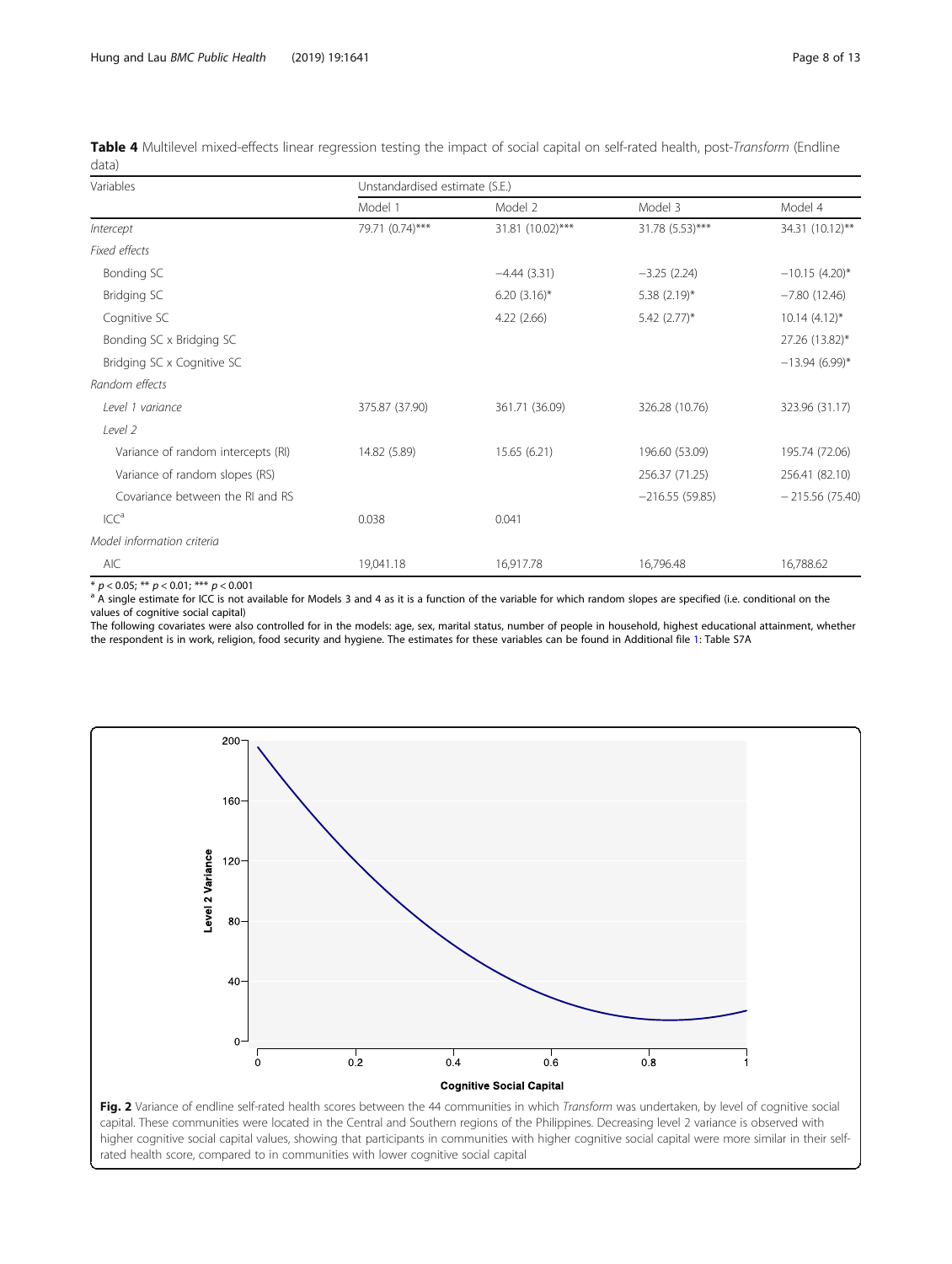**Table 4** Multilevel mixed-effects linear regression testing the impact of social capital on self-rated health, post-*Transform* (Endline data)

| Variables | Unstandardised estimate (S.E.) | | | |
|---|---|---|---|---|
| | Model 1 | Model 2 | Model 3 | Model 4 |
| *Intercept* | 79.71 (0.74)*** | 31.81 (10.02)*** | 31.78 (5.53)*** | 34.31 (10.12)** |
| *Fixed effects* | | | | |
| Bonding SC | | −4.44 (3.31) | −3.25 (2.24) | −10.15 (4.20)* |
| Bridging SC | | 6.20 (3.16)* | 5.38 (2.19)* | −7.80 (12.46) |
| Cognitive SC | | 4.22 (2.66) | 5.42 (2.77)* | 10.14 (4.12)* |
| Bonding SC x Bridging SC | | | | 27.26 (13.82)* |
| Bridging SC x Cognitive SC | | | | −13.94 (6.99)* |
| *Random effects* | | | | |
| *Level 1 variance* | 375.87 (37.90) | 361.71 (36.09) | 326.28 (10.76) | 323.96 (31.17) |
| *Level 2* | | | | |
| Variance of random intercepts (RI) | 14.82 (5.89) | 15.65 (6.21) | 196.60 (53.09) | 195.74 (72.06) |
| Variance of random slopes (RS) | | | 256.37 (71.25) | 256.41 (82.10) |
| Covariance between the RI and RS | | | −216.55 (59.85) | − 215.56 (75.40) |
| ICC[a] | 0.038 | 0.041 | | |
| *Model information criteria* | | | | |
| AIC | 19,041.18 | 16,917.78 | 16,796.48 | 16,788.62 |

* $p < 0.05$; ** $p < 0.01$; *** $p < 0.001$

[a] A single estimate for ICC is not available for Models 3 and 4 as it is a function of the variable for which random slopes are specified (i.e. conditional on the values of cognitive social capital)

The following covariates were also controlled for in the models: age, sex, marital status, number of people in household, highest educational attainment, whether the respondent is in work, religion, food security and hygiene. The estimates for these variables can be found in Additional file 1: Table S7A

**Fig. 2** Variance of endline self-rated health scores between the 44 communities in which *Transform* was undertaken, by level of cognitive social capital. These communities were located in the Central and Southern regions of the Philippines. Decreasing level 2 variance is observed with higher cognitive social capital values, showing that participants in communities with higher cognitive social capital were more similar in their self-rated health score, compared to in communities with lower cognitive social capital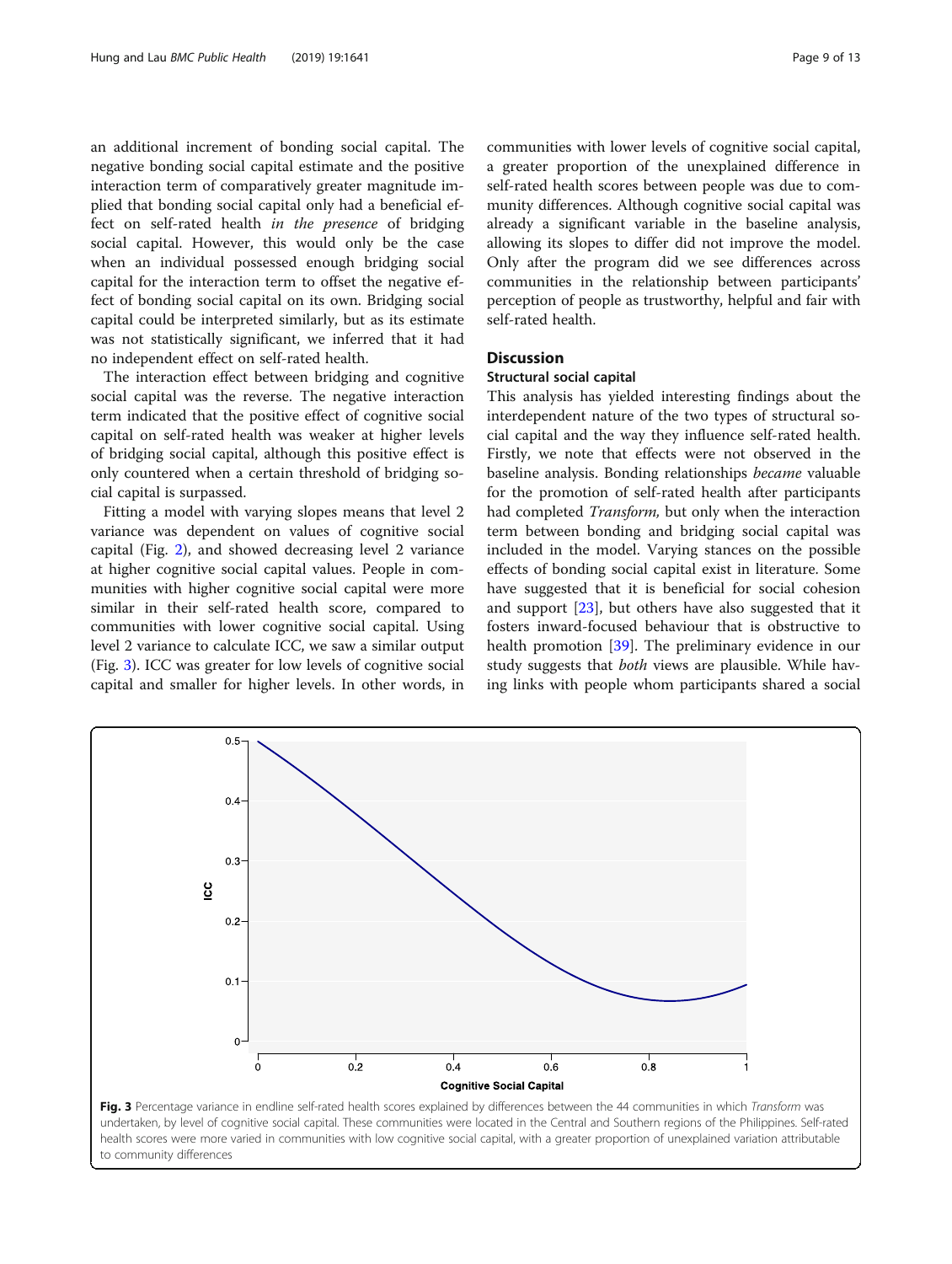an additional increment of bonding social capital. The negative bonding social capital estimate and the positive interaction term of comparatively greater magnitude implied that bonding social capital only had a beneficial effect on self-rated health *in the presence* of bridging social capital. However, this would only be the case when an individual possessed enough bridging social capital for the interaction term to offset the negative effect of bonding social capital on its own. Bridging social capital could be interpreted similarly, but as its estimate was not statistically significant, we inferred that it had no independent effect on self-rated health.

The interaction effect between bridging and cognitive social capital was the reverse. The negative interaction term indicated that the positive effect of cognitive social capital on self-rated health was weaker at higher levels of bridging social capital, although this positive effect is only countered when a certain threshold of bridging social capital is surpassed.

Fitting a model with varying slopes means that level 2 variance was dependent on values of cognitive social capital (Fig. 2), and showed decreasing level 2 variance at higher cognitive social capital values. People in communities with higher cognitive social capital were more similar in their self-rated health score, compared to communities with lower cognitive social capital. Using level 2 variance to calculate ICC, we saw a similar output (Fig. 3). ICC was greater for low levels of cognitive social capital and smaller for higher levels. In other words, in communities with lower levels of cognitive social capital, a greater proportion of the unexplained difference in self-rated health scores between people was due to community differences. Although cognitive social capital was already a significant variable in the baseline analysis, allowing its slopes to differ did not improve the model. Only after the program did we see differences across communities in the relationship between participants' perception of people as trustworthy, helpful and fair with self-rated health.

## Discussion

### Structural social capital

This analysis has yielded interesting findings about the interdependent nature of the two types of structural social capital and the way they influence self-rated health. Firstly, we note that effects were not observed in the baseline analysis. Bonding relationships *became* valuable for the promotion of self-rated health after participants had completed *Transform,* but only when the interaction term between bonding and bridging social capital was included in the model. Varying stances on the possible effects of bonding social capital exist in literature. Some have suggested that it is beneficial for social cohesion and support [23], but others have also suggested that it fosters inward-focused behaviour that is obstructive to health promotion [39]. The preliminary evidence in our study suggests that *both* views are plausible. While having links with people whom participants shared a social

**Fig. 3** Percentage variance in endline self-rated health scores explained by differences between the 44 communities in which *Transform* was undertaken, by level of cognitive social capital. These communities were located in the Central and Southern regions of the Philippines. Self-rated health scores were more varied in communities with low cognitive social capital, with a greater proportion of unexplained variation attributable to community differences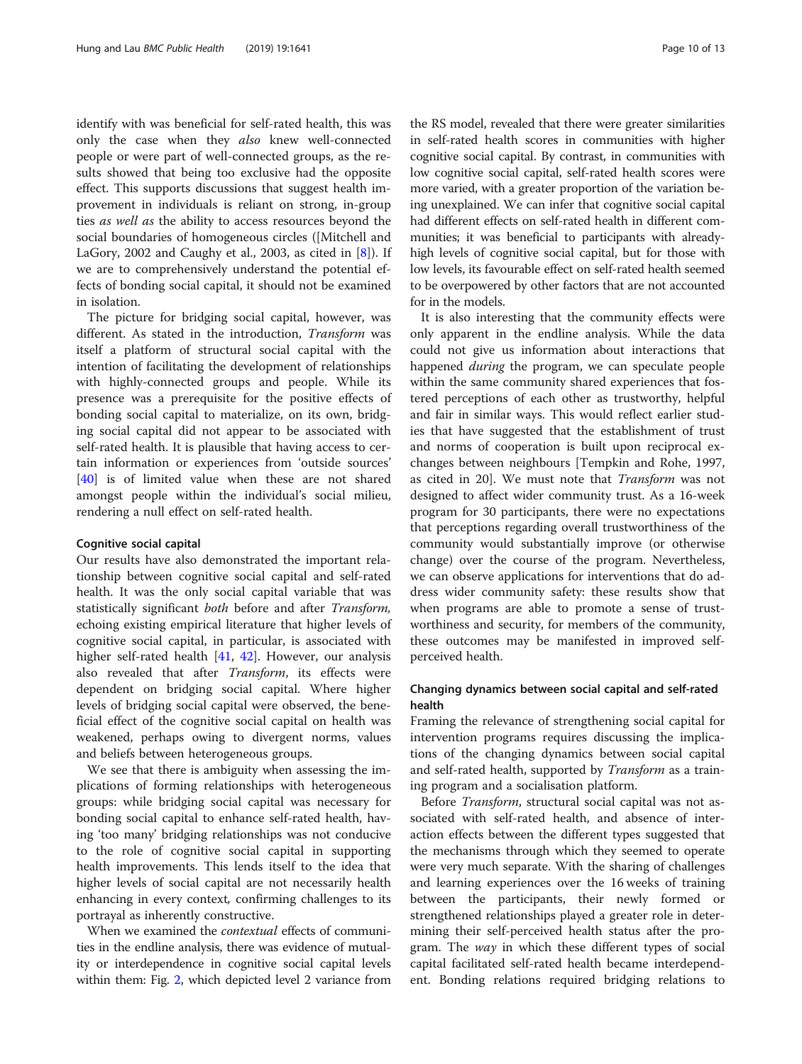identify with was beneficial for self-rated health, this was only the case when they *also* knew well-connected people or were part of well-connected groups, as the results showed that being too exclusive had the opposite effect. This supports discussions that suggest health improvement in individuals is reliant on strong, in-group ties *as well as* the ability to access resources beyond the social boundaries of homogeneous circles ([Mitchell and LaGory, 2002 and Caughy et al., 2003, as cited in [8]). If we are to comprehensively understand the potential effects of bonding social capital, it should not be examined in isolation.

The picture for bridging social capital, however, was different. As stated in the introduction, *Transform* was itself a platform of structural social capital with the intention of facilitating the development of relationships with highly-connected groups and people. While its presence was a prerequisite for the positive effects of bonding social capital to materialize, on its own, bridging social capital did not appear to be associated with self-rated health. It is plausible that having access to certain information or experiences from 'outside sources' [40] is of limited value when these are not shared amongst people within the individual's social milieu, rendering a null effect on self-rated health.

#### Cognitive social capital

Our results have also demonstrated the important relationship between cognitive social capital and self-rated health. It was the only social capital variable that was statistically significant *both* before and after *Transform,* echoing existing empirical literature that higher levels of cognitive social capital, in particular, is associated with higher self-rated health [41, 42]. However, our analysis also revealed that after *Transform*, its effects were dependent on bridging social capital. Where higher levels of bridging social capital were observed, the beneficial effect of the cognitive social capital on health was weakened, perhaps owing to divergent norms, values and beliefs between heterogeneous groups.

We see that there is ambiguity when assessing the implications of forming relationships with heterogeneous groups: while bridging social capital was necessary for bonding social capital to enhance self-rated health, having 'too many' bridging relationships was not conducive to the role of cognitive social capital in supporting health improvements. This lends itself to the idea that higher levels of social capital are not necessarily health enhancing in every context, confirming challenges to its portrayal as inherently constructive.

When we examined the *contextual* effects of communities in the endline analysis, there was evidence of mutuality or interdependence in cognitive social capital levels within them: Fig. 2, which depicted level 2 variance from the RS model, revealed that there were greater similarities in self-rated health scores in communities with higher cognitive social capital. By contrast, in communities with low cognitive social capital, self-rated health scores were more varied, with a greater proportion of the variation being unexplained. We can infer that cognitive social capital had different effects on self-rated health in different communities; it was beneficial to participants with already-high levels of cognitive social capital, but for those with low levels, its favourable effect on self-rated health seemed to be overpowered by other factors that are not accounted for in the models.

It is also interesting that the community effects were only apparent in the endline analysis. While the data could not give us information about interactions that happened *during* the program, we can speculate people within the same community shared experiences that fostered perceptions of each other as trustworthy, helpful and fair in similar ways. This would reflect earlier studies that have suggested that the establishment of trust and norms of cooperation is built upon reciprocal exchanges between neighbours [Tempkin and Rohe, 1997, as cited in 20]. We must note that *Transform* was not designed to affect wider community trust. As a 16-week program for 30 participants, there were no expectations that perceptions regarding overall trustworthiness of the community would substantially improve (or otherwise change) over the course of the program. Nevertheless, we can observe applications for interventions that do address wider community safety: these results show that when programs are able to promote a sense of trustworthiness and security, for members of the community, these outcomes may be manifested in improved self-perceived health.

### Changing dynamics between social capital and self-rated health

Framing the relevance of strengthening social capital for intervention programs requires discussing the implications of the changing dynamics between social capital and self-rated health, supported by *Transform* as a training program and a socialisation platform.

Before *Transform*, structural social capital was not associated with self-rated health, and absence of interaction effects between the different types suggested that the mechanisms through which they seemed to operate were very much separate. With the sharing of challenges and learning experiences over the 16 weeks of training between the participants, their newly formed or strengthened relationships played a greater role in determining their self-perceived health status after the program. The *way* in which these different types of social capital facilitated self-rated health became interdependent. Bonding relations required bridging relations to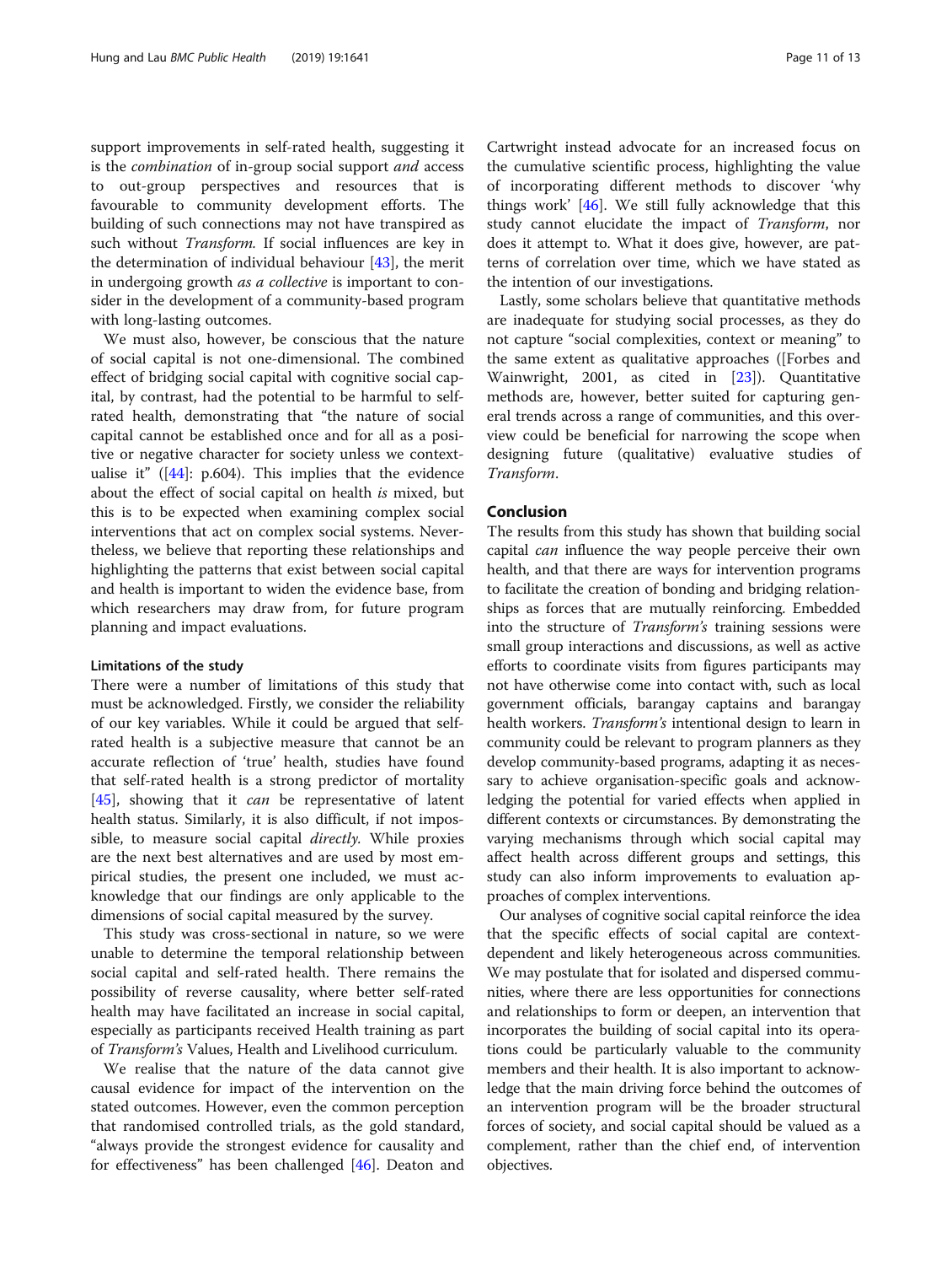support improvements in self-rated health, suggesting it is the *combination* of in-group social support *and* access to out-group perspectives and resources that is favourable to community development efforts. The building of such connections may not have transpired as such without *Transform*. If social influences are key in the determination of individual behaviour [43], the merit in undergoing growth *as a collective* is important to consider in the development of a community-based program with long-lasting outcomes.

We must also, however, be conscious that the nature of social capital is not one-dimensional. The combined effect of bridging social capital with cognitive social capital, by contrast, had the potential to be harmful to self-rated health, demonstrating that "the nature of social capital cannot be established once and for all as a positive or negative character for society unless we contextualise it" ([44]: p.604). This implies that the evidence about the effect of social capital on health *is* mixed, but this is to be expected when examining complex social interventions that act on complex social systems. Nevertheless, we believe that reporting these relationships and highlighting the patterns that exist between social capital and health is important to widen the evidence base, from which researchers may draw from, for future program planning and impact evaluations.

### Limitations of the study

There were a number of limitations of this study that must be acknowledged. Firstly, we consider the reliability of our key variables. While it could be argued that self-rated health is a subjective measure that cannot be an accurate reflection of 'true' health, studies have found that self-rated health is a strong predictor of mortality [45], showing that it *can* be representative of latent health status. Similarly, it is also difficult, if not impossible, to measure social capital *directly*. While proxies are the next best alternatives and are used by most empirical studies, the present one included, we must acknowledge that our findings are only applicable to the dimensions of social capital measured by the survey.

This study was cross-sectional in nature, so we were unable to determine the temporal relationship between social capital and self-rated health. There remains the possibility of reverse causality, where better self-rated health may have facilitated an increase in social capital, especially as participants received Health training as part of *Transform's* Values, Health and Livelihood curriculum.

We realise that the nature of the data cannot give causal evidence for impact of the intervention on the stated outcomes. However, even the common perception that randomised controlled trials, as the gold standard, "always provide the strongest evidence for causality and for effectiveness" has been challenged [46]. Deaton and Cartwright instead advocate for an increased focus on the cumulative scientific process, highlighting the value of incorporating different methods to discover 'why things work' [46]. We still fully acknowledge that this study cannot elucidate the impact of *Transform*, nor does it attempt to. What it does give, however, are patterns of correlation over time, which we have stated as the intention of our investigations.

Lastly, some scholars believe that quantitative methods are inadequate for studying social processes, as they do not capture "social complexities, context or meaning" to the same extent as qualitative approaches ([Forbes and Wainwright, 2001, as cited in [23]). Quantitative methods are, however, better suited for capturing general trends across a range of communities, and this overview could be beneficial for narrowing the scope when designing future (qualitative) evaluative studies of *Transform*.

## Conclusion

The results from this study has shown that building social capital *can* influence the way people perceive their own health, and that there are ways for intervention programs to facilitate the creation of bonding and bridging relationships as forces that are mutually reinforcing. Embedded into the structure of *Transform's* training sessions were small group interactions and discussions, as well as active efforts to coordinate visits from figures participants may not have otherwise come into contact with, such as local government officials, barangay captains and barangay health workers. *Transform's* intentional design to learn in community could be relevant to program planners as they develop community-based programs, adapting it as necessary to achieve organisation-specific goals and acknowledging the potential for varied effects when applied in different contexts or circumstances. By demonstrating the varying mechanisms through which social capital may affect health across different groups and settings, this study can also inform improvements to evaluation approaches of complex interventions.

Our analyses of cognitive social capital reinforce the idea that the specific effects of social capital are context-dependent and likely heterogeneous across communities. We may postulate that for isolated and dispersed communities, where there are less opportunities for connections and relationships to form or deepen, an intervention that incorporates the building of social capital into its operations could be particularly valuable to the community members and their health. It is also important to acknowledge that the main driving force behind the outcomes of an intervention program will be the broader structural forces of society, and social capital should be valued as a complement, rather than the chief end, of intervention objectives.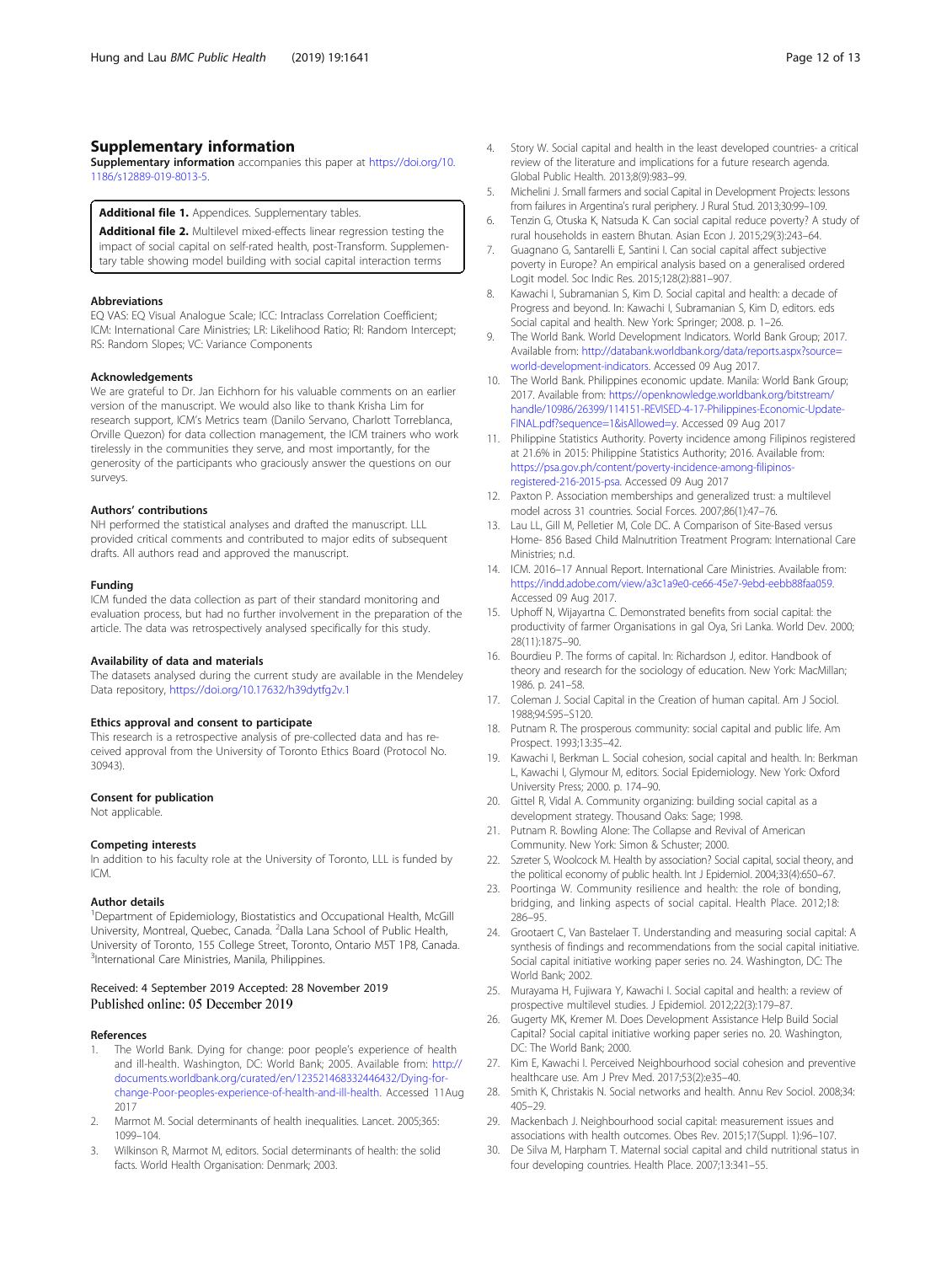## Supplementary information

**Supplementary information** accompanies this paper at https://doi.org/10.1186/s12889-019-8013-5.

**Additional file 1.** Appendices. Supplementary tables.

**Additional file 2.** Multilevel mixed-effects linear regression testing the impact of social capital on self-rated health, post-Transform. Supplementary table showing model building with social capital interaction terms

### Abbreviations

EQ VAS: EQ Visual Analogue Scale; ICC: Intraclass Correlation Coefficient; ICM: International Care Ministries; LR: Likelihood Ratio; RI: Random Intercept; RS: Random Slopes; VC: Variance Components

### Acknowledgements

We are grateful to Dr. Jan Eichhorn for his valuable comments on an earlier version of the manuscript. We would also like to thank Krisha Lim for research support, ICM's Metrics team (Danilo Servano, Charlott Torreblanca, Orville Quezon) for data collection management, the ICM trainers who work tirelessly in the communities they serve, and most importantly, for the generosity of the participants who graciously answer the questions on our surveys.

### Authors' contributions

NH performed the statistical analyses and drafted the manuscript. LLL provided critical comments and contributed to major edits of subsequent drafts. All authors read and approved the manuscript.

### Funding

ICM funded the data collection as part of their standard monitoring and evaluation process, but had no further involvement in the preparation of the article. The data was retrospectively analysed specifically for this study.

### Availability of data and materials

The datasets analysed during the current study are available in the Mendeley Data repository, https://doi.org/10.17632/h39dytfg2v.1

### Ethics approval and consent to participate

This research is a retrospective analysis of pre-collected data and has received approval from the University of Toronto Ethics Board (Protocol No. 30943).

### Consent for publication

Not applicable.

### Competing interests

In addition to his faculty role at the University of Toronto, LLL is funded by ICM.

### Author details

[1]Department of Epidemiology, Biostatistics and Occupational Health, McGill University, Montreal, Quebec, Canada. [2]Dalla Lana School of Public Health, University of Toronto, 155 College Street, Toronto, Ontario M5T 1P8, Canada. [3]International Care Ministries, Manila, Philippines.

Received: 4 September 2019 Accepted: 28 November 2019
Published online: 05 December 2019

### References

1. The World Bank. Dying for change: poor people's experience of health and ill-health. Washington, DC: World Bank; 2005. Available from: http://documents.worldbank.org/curated/en/123521468332446432/Dying-for-change-Poor-peoples-experience-of-health-and-ill-health. Accessed 11Aug 2017
2. Marmot M. Social determinants of health inequalities. Lancet. 2005;365:1099–104.
3. Wilkinson R, Marmot M, editors. Social determinants of health: the solid facts. World Health Organisation: Denmark; 2003.
4. Story W. Social capital and health in the least developed countries- a critical review of the literature and implications for a future research agenda. Global Public Health. 2013;8(9):983–99.
5. Michelini J. Small farmers and social Capital in Development Projects: lessons from failures in Argentina's rural periphery. J Rural Stud. 2013;30:99–109.
6. Tenzin G, Otuska K, Natsuda K. Can social capital reduce poverty? A study of rural households in eastern Bhutan. Asian Econ J. 2015;29(3):243–64.
7. Guagnano G, Santarelli E, Santini I. Can social capital affect subjective poverty in Europe? An empirical analysis based on a generalised ordered Logit model. Soc Indic Res. 2015;128(2):881–907.
8. Kawachi I, Subramanian S, Kim D. Social capital and health: a decade of Progress and beyond. In: Kawachi I, Subramanian S, Kim D, editors. eds Social capital and health. New York: Springer; 2008. p. 1–26.
9. The World Bank. World Development Indicators. World Bank Group; 2017. Available from: http://databank.worldbank.org/data/reports.aspx?source=world-development-indicators. Accessed 09 Aug 2017.
10. The World Bank. Philippines economic update. Manila: World Bank Group; 2017. Available from: https://openknowledge.worldbank.org/bitstream/handle/10986/26399/114151-REVISED-4-17-Philippines-Economic-Update-FINAL.pdf?sequence=1&isAllowed=y. Accessed 09 Aug 2017
11. Philippine Statistics Authority. Poverty incidence among Filipinos registered at 21.6% in 2015: Philippine Statistics Authority; 2016. Available from: https://psa.gov.ph/content/poverty-incidence-among-filipinos-registered-216-2015-psa. Accessed 09 Aug 2017
12. Paxton P. Association memberships and generalized trust: a multilevel model across 31 countries. Social Forces. 2007;86(1):47–76.
13. Lau LL, Gill M, Pelletier M, Cole DC. A Comparison of Site-Based versus Home- 856 Based Child Malnutrition Treatment Program: International Care Ministries; n.d.
14. ICM. 2016–17 Annual Report. International Care Ministries. Available from: https://indd.adobe.com/view/a3c1a9e0-ce66-45e7-9ebd-eebb88faa059. Accessed 09 Aug 2017.
15. Uphoff N, Wijayartna C. Demonstrated benefits from social capital: the productivity of farmer Organisations in gal Oya, Sri Lanka. World Dev. 2000;28(11):1875–90.
16. Bourdieu P. The forms of capital. In: Richardson J, editor. Handbook of theory and research for the sociology of education. New York: MacMillan; 1986. p. 241–58.
17. Coleman J. Social Capital in the Creation of human capital. Am J Sociol. 1988;94:S95–S120.
18. Putnam R. The prosperous community: social capital and public life. Am Prospect. 1993;13:35–42.
19. Kawachi I, Berkman L. Social cohesion, social capital and health. In: Berkman L, Kawachi I, Glymour M, editors. Social Epidemiology. New York: Oxford University Press; 2000. p. 174–90.
20. Gittel R, Vidal A. Community organizing: building social capital as a development strategy. Thousand Oaks: Sage; 1998.
21. Putnam R. Bowling Alone: The Collapse and Revival of American Community. New York: Simon & Schuster; 2000.
22. Szreter S, Woolcock M. Health by association? Social capital, social theory, and the political economy of public health. Int J Epidemiol. 2004;33(4):650–67.
23. Poortinga W. Community resilience and health: the role of bonding, bridging, and linking aspects of social capital. Health Place. 2012;18:286–95.
24. Grootaert C, Van Bastelaer T. Understanding and measuring social capital: A synthesis of findings and recommendations from the social capital initiative. Social capital initiative working paper series no. 24. Washington, DC: The World Bank; 2002.
25. Murayama H, Fujiwara Y, Kawachi I. Social capital and health: a review of prospective multilevel studies. J Epidemiol. 2012;22(3):179–87.
26. Gugerty MK, Kremer M. Does Development Assistance Help Build Social Capital? Social capital initiative working paper series no. 20. Washington, DC: The World Bank; 2000.
27. Kim E, Kawachi I. Perceived Neighbourhood social cohesion and preventive healthcare use. Am J Prev Med. 2017;53(2):e35–40.
28. Smith K, Christakis N. Social networks and health. Annu Rev Sociol. 2008;34:405–29.
29. Mackenbach J. Neighbourhood social capital: measurement issues and associations with health outcomes. Obes Rev. 2015;17(Suppl. 1):96–107.
30. De Silva M, Harpham T. Maternal social capital and child nutritional status in four developing countries. Health Place. 2007;13:341–55.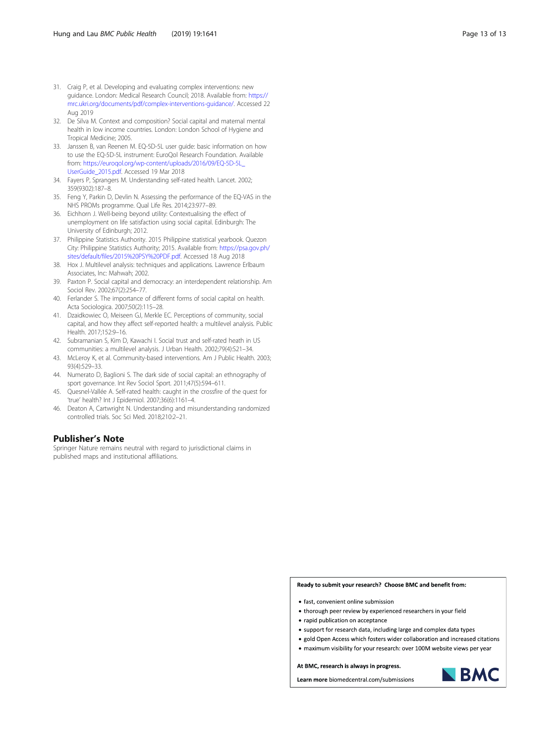31. Craig P, et al. Developing and evaluating complex interventions: new guidance. London: Medical Research Council; 2018. Available from: https://mrc.ukri.org/documents/pdf/complex-interventions-guidance/. Accessed 22 Aug 2019
32. De Silva M. Context and composition? Social capital and maternal mental health in low income countries. London: London School of Hygiene and Tropical Medicine; 2005.
33. Janssen B, van Reenen M. EQ-5D-5L user guide: basic information on how to use the EQ-5D-5L instrument: EuroQol Research Foundation. Available from: https://euroqol.org/wp-content/uploads/2016/09/EQ-5D-5L_UserGuide_2015.pdf. Accessed 19 Mar 2018
34. Fayers P, Sprangers M. Understanding self-rated health. Lancet. 2002; 359(9302):187–8.
35. Feng Y, Parkin D, Devlin N. Assessing the performance of the EQ-VAS in the NHS PROMs programme. Qual Life Res. 2014;23:977–89.
36. Eichhorn J. Well-being beyond utility: Contextualising the effect of unemployment on life satisfaction using social capital. Edinburgh: The University of Edinburgh; 2012.
37. Philippine Statistics Authority. 2015 Philippine statistical yearbook. Quezon City: Philippine Statistics Authority; 2015. Available from: https://psa.gov.ph/sites/default/files/2015%20PSY%20PDF.pdf. Accessed 18 Aug 2018
38. Hox J. Multilevel analysis: techniques and applications. Lawrence Erlbaum Associates, Inc: Mahwah; 2002.
39. Paxton P. Social capital and democracy: an interdependent relationship. Am Sociol Rev. 2002;67(2):254–77.
40. Ferlander S. The importance of different forms of social capital on health. Acta Sociologica. 2007;50(2):115–28.
41. Dzaidkowiec O, Meiseen GJ, Merkle EC. Perceptions of community, social capital, and how they affect self-reported health: a multilevel analysis. Public Health. 2017;152:9–16.
42. Subramanian S, Kim D, Kawachi I. Social trust and self-rated heath in US communities: a multilevel analysis. J Urban Health. 2002;79(4):S21–34.
43. McLeroy K, et al. Community-based interventions. Am J Public Health. 2003; 93(4):529–33.
44. Numerato D, Baglioni S. The dark side of social capital: an ethnography of sport governance. Int Rev Sociol Sport. 2011;47(5):594–611.
45. Quesnel-Vallée A. Self-rated health: caught in the crossfire of the quest for 'true' health? Int J Epidemiol. 2007;36(6):1161–4.
46. Deaton A, Cartwright N. Understanding and misunderstanding randomized controlled trials. Soc Sci Med. 2018;210:2–21.

## Publisher's Note

Springer Nature remains neutral with regard to jurisdictional claims in published maps and institutional affiliations.

**Ready to submit your research? Choose BMC and benefit from:**

- fast, convenient online submission
- thorough peer review by experienced researchers in your field
- rapid publication on acceptance
- support for research data, including large and complex data types
- gold Open Access which fosters wider collaboration and increased citations
- maximum visibility for your research: over 100M website views per year

**At BMC, research is always in progress.**

**Learn more** biomedcentral.com/submissions

BMC